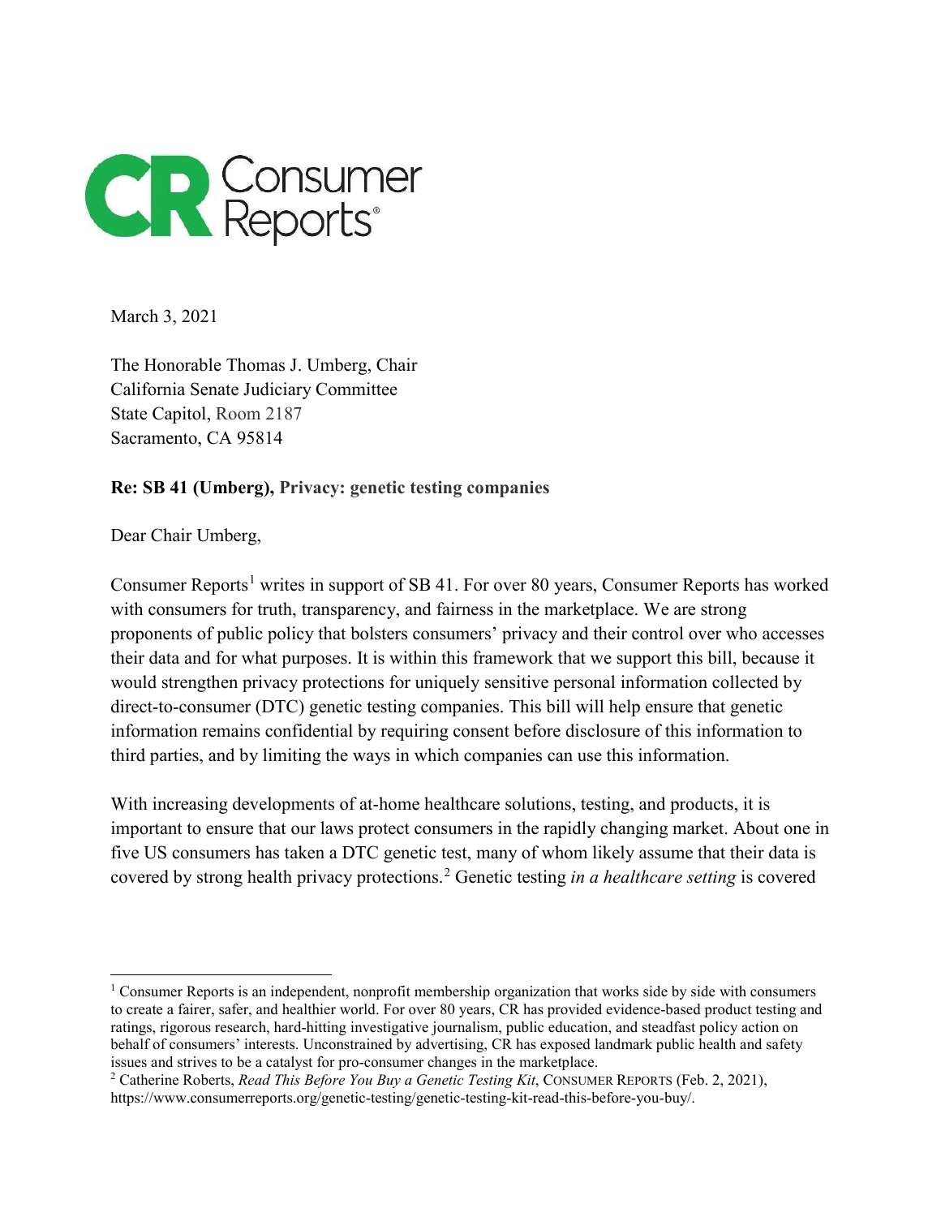Consumer Reports

March 3, 2021

The Honorable Thomas J. Umberg, Chair
California Senate Judiciary Committee
State Capitol, Room 2187
Sacramento, CA 95814

**Re: SB 41 (Umberg), Privacy: genetic testing companies**

Dear Chair Umberg,

Consumer Reports[1] writes in support of SB 41. For over 80 years, Consumer Reports has worked with consumers for truth, transparency, and fairness in the marketplace. We are strong proponents of public policy that bolsters consumers' privacy and their control over who accesses their data and for what purposes. It is within this framework that we support this bill, because it would strengthen privacy protections for uniquely sensitive personal information collected by direct-to-consumer (DTC) genetic testing companies. This bill will help ensure that genetic information remains confidential by requiring consent before disclosure of this information to third parties, and by limiting the ways in which companies can use this information.

With increasing developments of at-home healthcare solutions, testing, and products, it is important to ensure that our laws protect consumers in the rapidly changing market. About one in five US consumers has taken a DTC genetic test, many of whom likely assume that their data is covered by strong health privacy protections.[2] Genetic testing *in a healthcare setting* is covered

---

[1] Consumer Reports is an independent, nonprofit membership organization that works side by side with consumers to create a fairer, safer, and healthier world. For over 80 years, CR has provided evidence-based product testing and ratings, rigorous research, hard-hitting investigative journalism, public education, and steadfast policy action on behalf of consumers' interests. Unconstrained by advertising, CR has exposed landmark public health and safety issues and strives to be a catalyst for pro-consumer changes in the marketplace.

[2] Catherine Roberts, *Read This Before You Buy a Genetic Testing Kit*, CONSUMER REPORTS (Feb. 2, 2021), https://www.consumerreports.org/genetic-testing/genetic-testing-kit-read-this-before-you-buy/.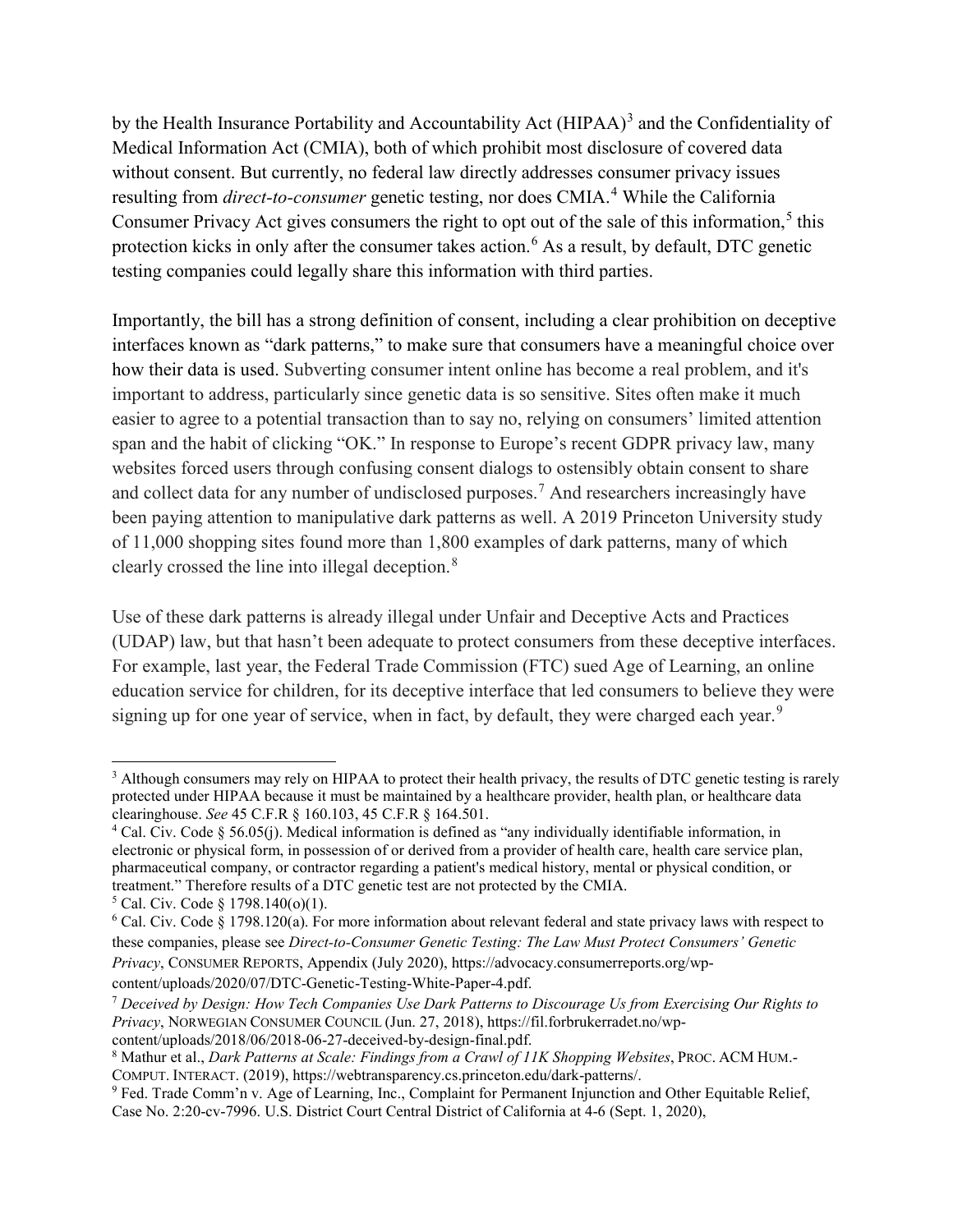by the Health Insurance Portability and Accountability Act (HIPAA)[3] and the Confidentiality of Medical Information Act (CMIA), both of which prohibit most disclosure of covered data without consent. But currently, no federal law directly addresses consumer privacy issues resulting from *direct-to-consumer* genetic testing, nor does CMIA.[4] While the California Consumer Privacy Act gives consumers the right to opt out of the sale of this information,[5] this protection kicks in only after the consumer takes action.[6] As a result, by default, DTC genetic testing companies could legally share this information with third parties.

Importantly, the bill has a strong definition of consent, including a clear prohibition on deceptive interfaces known as "dark patterns," to make sure that consumers have a meaningful choice over how their data is used. Subverting consumer intent online has become a real problem, and it's important to address, particularly since genetic data is so sensitive. Sites often make it much easier to agree to a potential transaction than to say no, relying on consumers' limited attention span and the habit of clicking "OK." In response to Europe's recent GDPR privacy law, many websites forced users through confusing consent dialogs to ostensibly obtain consent to share and collect data for any number of undisclosed purposes.[7] And researchers increasingly have been paying attention to manipulative dark patterns as well. A 2019 Princeton University study of 11,000 shopping sites found more than 1,800 examples of dark patterns, many of which clearly crossed the line into illegal deception.[8]

Use of these dark patterns is already illegal under Unfair and Deceptive Acts and Practices (UDAP) law, but that hasn't been adequate to protect consumers from these deceptive interfaces. For example, last year, the Federal Trade Commission (FTC) sued Age of Learning, an online education service for children, for its deceptive interface that led consumers to believe they were signing up for one year of service, when in fact, by default, they were charged each year.[9]

---

[3] Although consumers may rely on HIPAA to protect their health privacy, the results of DTC genetic testing is rarely protected under HIPAA because it must be maintained by a healthcare provider, health plan, or healthcare data clearinghouse. *See* 45 C.F.R § 160.103, 45 C.F.R § 164.501.

[4] Cal. Civ. Code § 56.05(j). Medical information is defined as "any individually identifiable information, in electronic or physical form, in possession of or derived from a provider of health care, health care service plan, pharmaceutical company, or contractor regarding a patient's medical history, mental or physical condition, or treatment." Therefore results of a DTC genetic test are not protected by the CMIA.

[5] Cal. Civ. Code § 1798.140(o)(1).

[6] Cal. Civ. Code § 1798.120(a). For more information about relevant federal and state privacy laws with respect to these companies, please see *Direct-to-Consumer Genetic Testing: The Law Must Protect Consumers' Genetic Privacy*, CONSUMER REPORTS, Appendix (July 2020), https://advocacy.consumerreports.org/wp-content/uploads/2020/07/DTC-Genetic-Testing-White-Paper-4.pdf.

[7] *Deceived by Design: How Tech Companies Use Dark Patterns to Discourage Us from Exercising Our Rights to Privacy*, NORWEGIAN CONSUMER COUNCIL (Jun. 27, 2018), https://fil.forbrukerradet.no/wp-content/uploads/2018/06/2018-06-27-deceived-by-design-final.pdf.

[8] Mathur et al., *Dark Patterns at Scale: Findings from a Crawl of 11K Shopping Websites*, PROC. ACM HUM.-COMPUT. INTERACT. (2019), https://webtransparency.cs.princeton.edu/dark-patterns/.

[9] Fed. Trade Comm'n v. Age of Learning, Inc., Complaint for Permanent Injunction and Other Equitable Relief, Case No. 2:20-cv-7996. U.S. District Court Central District of California at 4-6 (Sept. 1, 2020),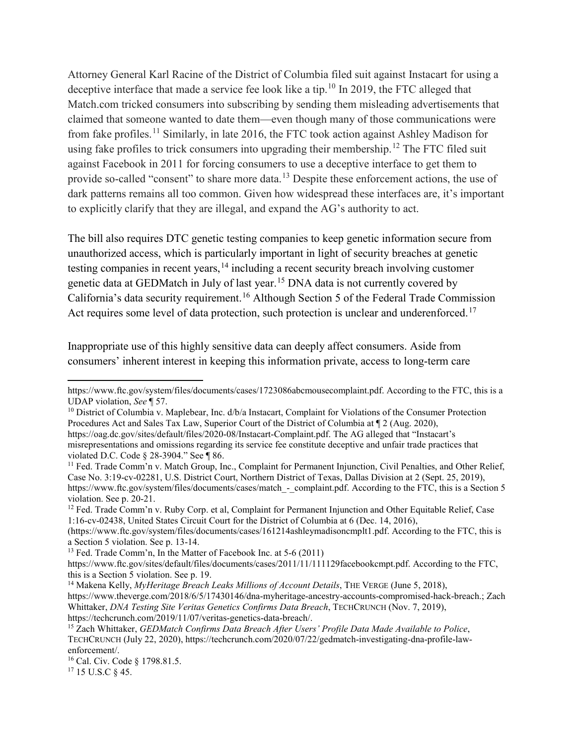Attorney General Karl Racine of the District of Columbia filed suit against Instacart for using a deceptive interface that made a service fee look like a tip.[10] In 2019, the FTC alleged that Match.com tricked consumers into subscribing by sending them misleading advertisements that claimed that someone wanted to date them—even though many of those communications were from fake profiles.[11] Similarly, in late 2016, the FTC took action against Ashley Madison for using fake profiles to trick consumers into upgrading their membership.[12] The FTC filed suit against Facebook in 2011 for forcing consumers to use a deceptive interface to get them to provide so-called "consent" to share more data.[13] Despite these enforcement actions, the use of dark patterns remains all too common. Given how widespread these interfaces are, it's important to explicitly clarify that they are illegal, and expand the AG's authority to act.

The bill also requires DTC genetic testing companies to keep genetic information secure from unauthorized access, which is particularly important in light of security breaches at genetic testing companies in recent years,[14] including a recent security breach involving customer genetic data at GEDMatch in July of last year.[15] DNA data is not currently covered by California's data security requirement.[16] Although Section 5 of the Federal Trade Commission Act requires some level of data protection, such protection is unclear and underenforced.[17]

Inappropriate use of this highly sensitive data can deeply affect consumers. Aside from consumers' inherent interest in keeping this information private, access to long-term care

---

https://www.ftc.gov/system/files/documents/cases/1723086abcmousecomplaint.pdf. According to the FTC, this is a UDAP violation, *See* ¶ 57.

[10] District of Columbia v. Maplebear, Inc. d/b/a Instacart, Complaint for Violations of the Consumer Protection Procedures Act and Sales Tax Law, Superior Court of the District of Columbia at ¶ 2 (Aug. 2020), https://oag.dc.gov/sites/default/files/2020-08/Instacart-Complaint.pdf. The AG alleged that "Instacart's misrepresentations and omissions regarding its service fee constitute deceptive and unfair trade practices that violated D.C. Code § 28-3904." See ¶ 86.

[11] Fed. Trade Comm'n v. Match Group, Inc., Complaint for Permanent Injunction, Civil Penalties, and Other Relief, Case No. 3:19-cv-02281, U.S. District Court, Northern District of Texas, Dallas Division at 2 (Sept. 25, 2019), https://www.ftc.gov/system/files/documents/cases/match_-_complaint.pdf. According to the FTC, this is a Section 5 violation. See p. 20-21.

[12] Fed. Trade Comm'n v. Ruby Corp. et al, Complaint for Permanent Injunction and Other Equitable Relief, Case 1:16-cv-02438, United States Circuit Court for the District of Columbia at 6 (Dec. 14, 2016), (https://www.ftc.gov/system/files/documents/cases/161214ashleymadisoncmplt1.pdf. According to the FTC, this is a Section 5 violation. See p. 13-14.

[13] Fed. Trade Comm'n, In the Matter of Facebook Inc. at 5-6 (2011) https://www.ftc.gov/sites/default/files/documents/cases/2011/11/111129facebookcmpt.pdf. According to the FTC, this is a Section 5 violation. See p. 19.

[14] Makena Kelly, *MyHeritage Breach Leaks Millions of Account Details*, THE VERGE (June 5, 2018), https://www.theverge.com/2018/6/5/17430146/dna-myheritage-ancestry-accounts-compromised-hack-breach.; Zach Whittaker, *DNA Testing Site Veritas Genetics Confirms Data Breach*, TECHCRUNCH (Nov. 7, 2019), https://techcrunch.com/2019/11/07/veritas-genetics-data-breach/.

[15] Zach Whittaker, *GEDMatch Confirms Data Breach After Users' Profile Data Made Available to Police*, TECHCRUNCH (July 22, 2020), https://techcrunch.com/2020/07/22/gedmatch-investigating-dna-profile-law-enforcement/.

[16] Cal. Civ. Code § 1798.81.5.

[17] 15 U.S.C § 45.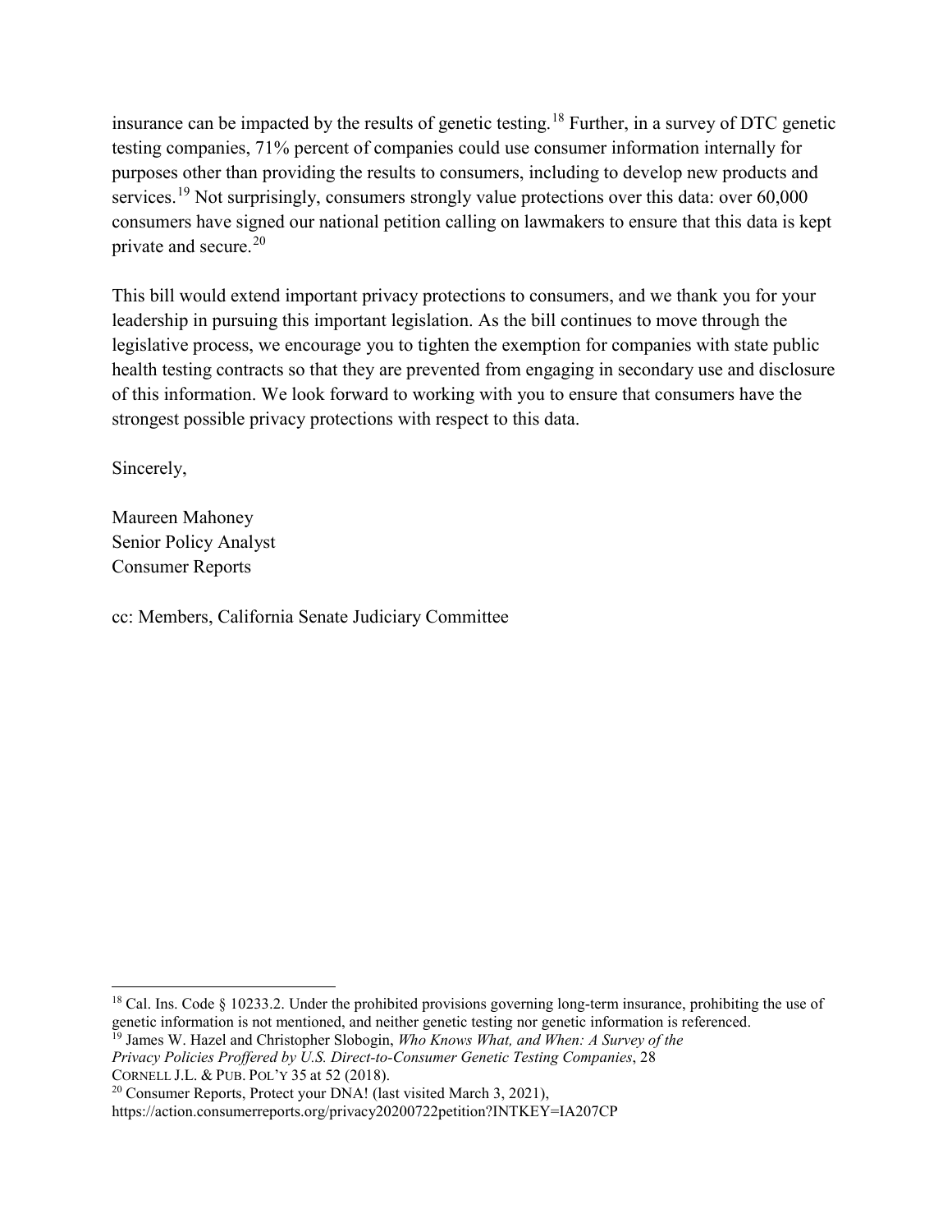insurance can be impacted by the results of genetic testing.[18] Further, in a survey of DTC genetic testing companies, 71% percent of companies could use consumer information internally for purposes other than providing the results to consumers, including to develop new products and services.[19] Not surprisingly, consumers strongly value protections over this data: over 60,000 consumers have signed our national petition calling on lawmakers to ensure that this data is kept private and secure.[20]

This bill would extend important privacy protections to consumers, and we thank you for your leadership in pursuing this important legislation. As the bill continues to move through the legislative process, we encourage you to tighten the exemption for companies with state public health testing contracts so that they are prevented from engaging in secondary use and disclosure of this information. We look forward to working with you to ensure that consumers have the strongest possible privacy protections with respect to this data.

Sincerely,

Maureen Mahoney
Senior Policy Analyst
Consumer Reports

cc: Members, California Senate Judiciary Committee

---

[18] Cal. Ins. Code § 10233.2. Under the prohibited provisions governing long-term insurance, prohibiting the use of genetic information is not mentioned, and neither genetic testing nor genetic information is referenced.

[19] James W. Hazel and Christopher Slobogin, *Who Knows What, and When: A Survey of the Privacy Policies Proffered by U.S. Direct-to-Consumer Genetic Testing Companies*, 28 CORNELL J.L. & PUB. POL'Y 35 at 52 (2018).

[20] Consumer Reports, Protect your DNA! (last visited March 3, 2021), https://action.consumerreports.org/privacy20200722petition?INTKEY=IA207CP